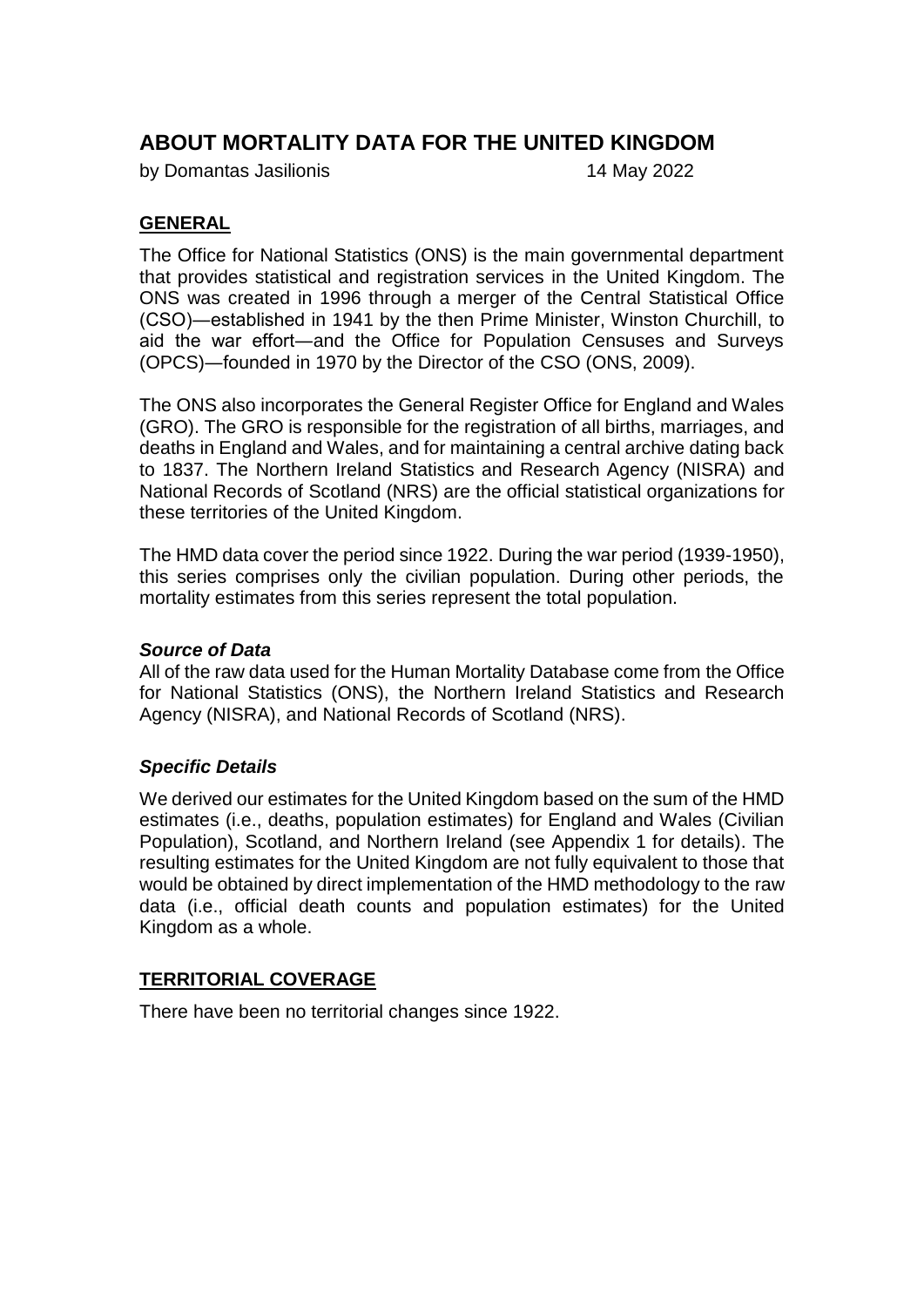# ABOUT MORTALITY DATA FOR THE UNITED KINGDOM

by Domantas Jasilionis 14 May 2022

## GENERAL

The Office for National Statistics (ONS) is the main governmental department that provides statistical and registration services in the United Kingdom. The ONS was created in 1996 through a merger of the Central Statistical Office (CSO)—established in 1941 by the then Prime Minister, Winston Churchill, to aid the war effort—and the Office for Population Censuses and Surveys (OPCS)—founded in 1970 by the Director of the CSO (ONS, 2009).

The ONS also incorporates the General Register Office for England and Wales (GRO). The GRO is responsible for the registration of all births, marriages, and deaths in England and Wales, and for maintaining a central archive dating back to 1837. The Northern Ireland Statistics and Research Agency (NISRA) and National Records of Scotland (NRS) are the official statistical organizations for these territories of the United Kingdom.

The HMD data cover the period since 1922. During the war period (1939-1950), this series comprises only the civilian population. During other periods, the mortality estimates from this series represent the total population.

### *Source of Data*

All of the raw data used for the Human Mortality Database come from the Office for National Statistics (ONS), the Northern Ireland Statistics and Research Agency (NISRA), and National Records of Scotland (NRS).

### *Specific Details*

We derived our estimates for the United Kingdom based on the sum of the HMD estimates (i.e., deaths, population estimates) for England and Wales (Civilian Population), Scotland, and Northern Ireland (see Appendix 1 for details). The resulting estimates for the United Kingdom are not fully equivalent to those that would be obtained by direct implementation of the HMD methodology to the raw data (i.e., official death counts and population estimates) for the United Kingdom as a whole.

## TERRITORIAL COVERAGE

There have been no territorial changes since 1922.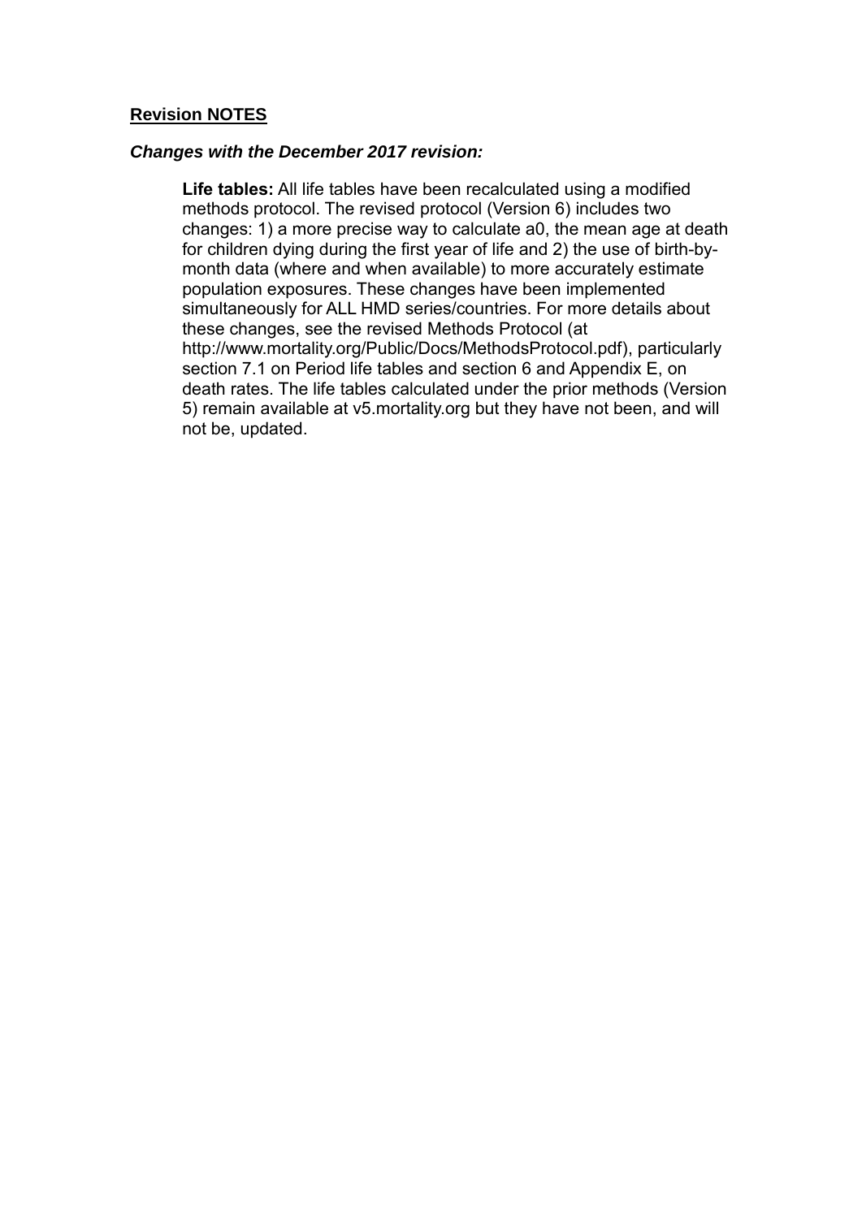**<u>Revision NOTES</u>**

***Changes with the December 2017 revision:***

**Life tables:** All life tables have been recalculated using a modified methods protocol. The revised protocol (Version 6) includes two changes: 1) a more precise way to calculate a0, the mean age at death for children dying during the first year of life and 2) the use of birth-by-month data (where and when available) to more accurately estimate population exposures. These changes have been implemented simultaneously for ALL HMD series/countries. For more details about these changes, see the revised Methods Protocol (at http://www.mortality.org/Public/Docs/MethodsProtocol.pdf), particularly section 7.1 on Period life tables and section 6 and Appendix E, on death rates. The life tables calculated under the prior methods (Version 5) remain available at v5.mortality.org but they have not been, and will not be, updated.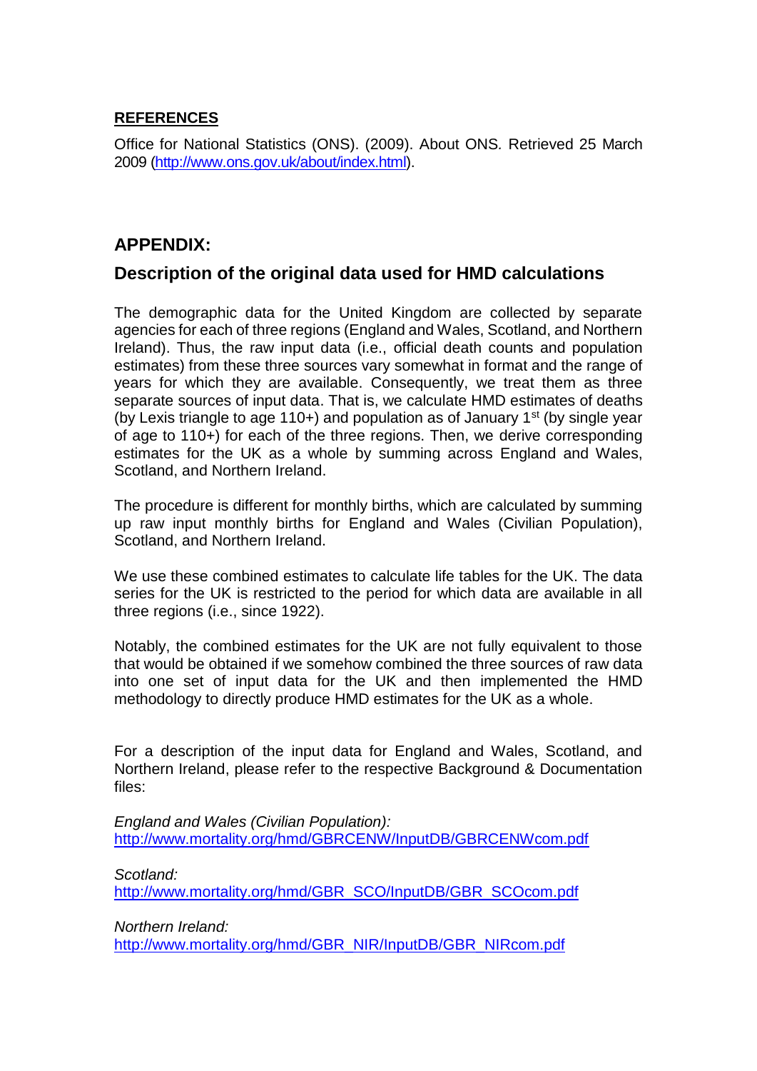## REFERENCES

Office for National Statistics (ONS). (2009). About ONS. Retrieved 25 March 2009 (http://www.ons.gov.uk/about/index.html).

# APPENDIX:

## Description of the original data used for HMD calculations

The demographic data for the United Kingdom are collected by separate agencies for each of three regions (England and Wales, Scotland, and Northern Ireland). Thus, the raw input data (i.e., official death counts and population estimates) from these three sources vary somewhat in format and the range of years for which they are available. Consequently, we treat them as three separate sources of input data. That is, we calculate HMD estimates of deaths (by Lexis triangle to age 110+) and population as of January 1st (by single year of age to 110+) for each of the three regions. Then, we derive corresponding estimates for the UK as a whole by summing across England and Wales, Scotland, and Northern Ireland.

The procedure is different for monthly births, which are calculated by summing up raw input monthly births for England and Wales (Civilian Population), Scotland, and Northern Ireland.

We use these combined estimates to calculate life tables for the UK. The data series for the UK is restricted to the period for which data are available in all three regions (i.e., since 1922).

Notably, the combined estimates for the UK are not fully equivalent to those that would be obtained if we somehow combined the three sources of raw data into one set of input data for the UK and then implemented the HMD methodology to directly produce HMD estimates for the UK as a whole.

For a description of the input data for England and Wales, Scotland, and Northern Ireland, please refer to the respective Background & Documentation files:

*England and Wales (Civilian Population):*
http://www.mortality.org/hmd/GBRCENW/InputDB/GBRCENWcom.pdf

*Scotland:*
http://www.mortality.org/hmd/GBR_SCO/InputDB/GBR_SCOcom.pdf

*Northern Ireland:*
http://www.mortality.org/hmd/GBR_NIR/InputDB/GBR_NIRcom.pdf